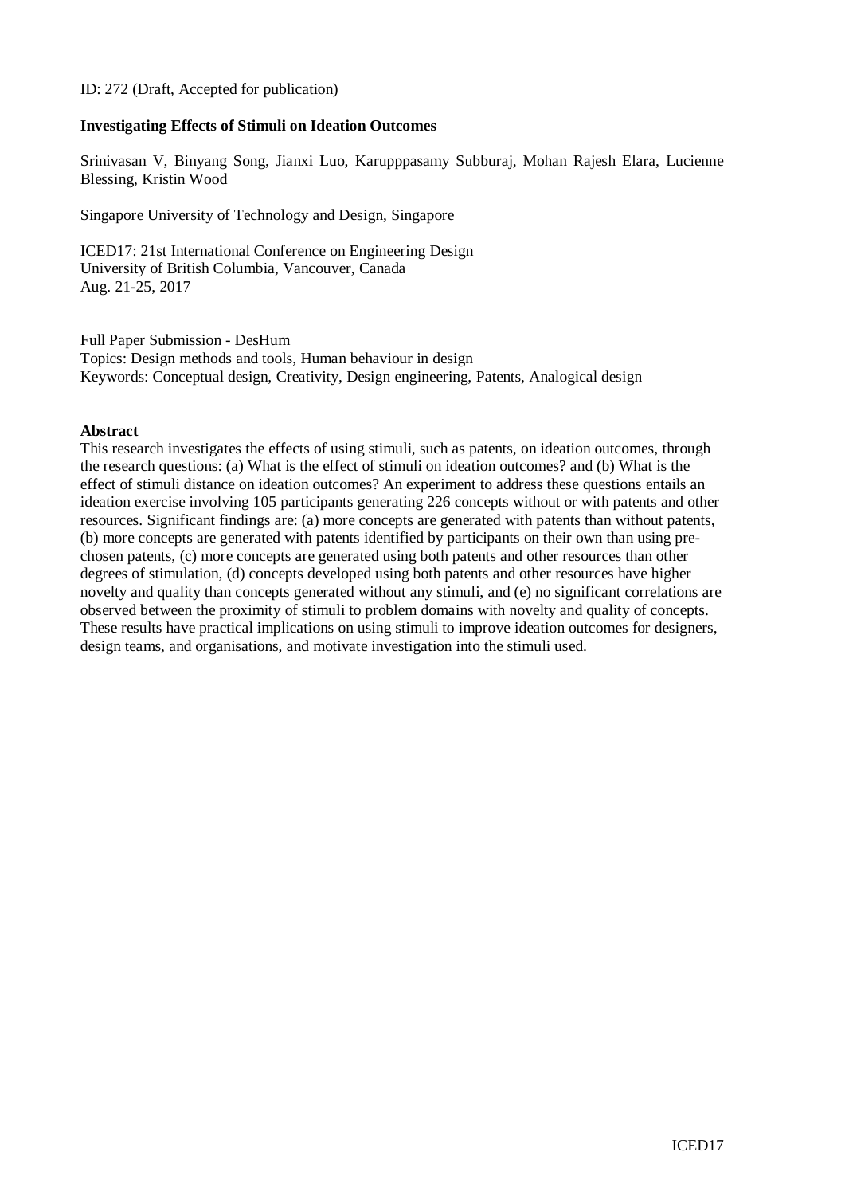ID: 272 (Draft, Accepted for publication)

**Investigating Effects of Stimuli on Ideation Outcomes**

Srinivasan V, Binyang Song, Jianxi Luo, Karupppasamy Subburaj, Mohan Rajesh Elara, Lucienne Blessing, Kristin Wood

Singapore University of Technology and Design, Singapore

ICED17: 21st International Conference on Engineering Design
University of British Columbia, Vancouver, Canada
Aug. 21-25, 2017

Full Paper Submission - DesHum
Topics: Design methods and tools, Human behaviour in design
Keywords: Conceptual design, Creativity, Design engineering, Patents, Analogical design

**Abstract**

This research investigates the effects of using stimuli, such as patents, on ideation outcomes, through the research questions: (a) What is the effect of stimuli on ideation outcomes? and (b) What is the effect of stimuli distance on ideation outcomes? An experiment to address these questions entails an ideation exercise involving 105 participants generating 226 concepts without or with patents and other resources. Significant findings are: (a) more concepts are generated with patents than without patents, (b) more concepts are generated with patents identified by participants on their own than using pre-chosen patents, (c) more concepts are generated using both patents and other resources than other degrees of stimulation, (d) concepts developed using both patents and other resources have higher novelty and quality than concepts generated without any stimuli, and (e) no significant correlations are observed between the proximity of stimuli to problem domains with novelty and quality of concepts. These results have practical implications on using stimuli to improve ideation outcomes for designers, design teams, and organisations, and motivate investigation into the stimuli used.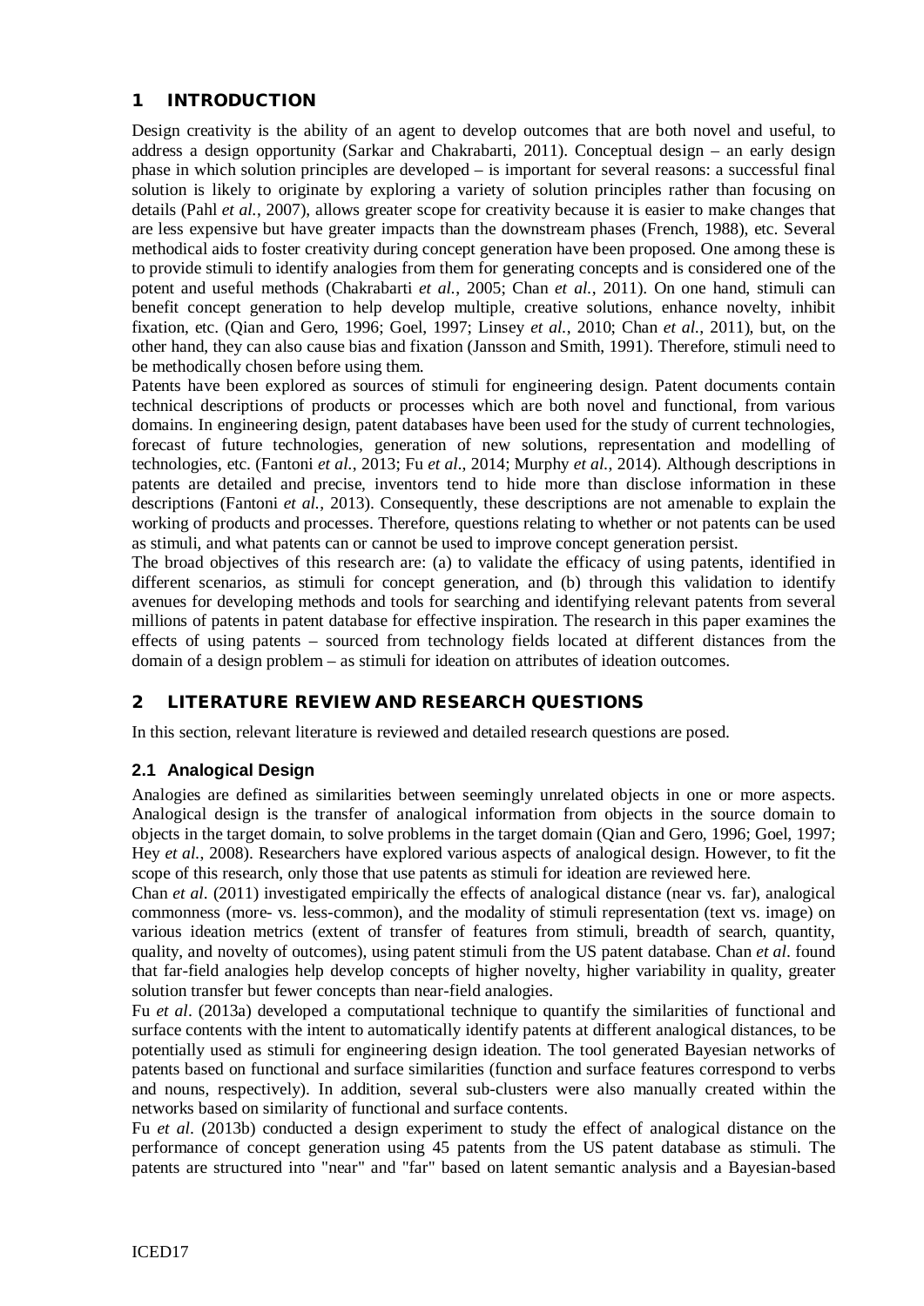## 1 INTRODUCTION

Design creativity is the ability of an agent to develop outcomes that are both novel and useful, to address a design opportunity (Sarkar and Chakrabarti, 2011). Conceptual design – an early design phase in which solution principles are developed – is important for several reasons: a successful final solution is likely to originate by exploring a variety of solution principles rather than focusing on details (Pahl *et al.*, 2007), allows greater scope for creativity because it is easier to make changes that are less expensive but have greater impacts than the downstream phases (French, 1988), etc. Several methodical aids to foster creativity during concept generation have been proposed. One among these is to provide stimuli to identify analogies from them for generating concepts and is considered one of the potent and useful methods (Chakrabarti *et al.*, 2005; Chan *et al.*, 2011). On one hand, stimuli can benefit concept generation to help develop multiple, creative solutions, enhance novelty, inhibit fixation, etc. (Qian and Gero, 1996; Goel, 1997; Linsey *et al.*, 2010; Chan *et al.*, 2011), but, on the other hand, they can also cause bias and fixation (Jansson and Smith, 1991). Therefore, stimuli need to be methodically chosen before using them.

Patents have been explored as sources of stimuli for engineering design. Patent documents contain technical descriptions of products or processes which are both novel and functional, from various domains. In engineering design, patent databases have been used for the study of current technologies, forecast of future technologies, generation of new solutions, representation and modelling of technologies, etc. (Fantoni *et al.*, 2013; Fu *et al.*, 2014; Murphy *et al.*, 2014). Although descriptions in patents are detailed and precise, inventors tend to hide more than disclose information in these descriptions (Fantoni *et al.*, 2013). Consequently, these descriptions are not amenable to explain the working of products and processes. Therefore, questions relating to whether or not patents can be used as stimuli, and what patents can or cannot be used to improve concept generation persist.

The broad objectives of this research are: (a) to validate the efficacy of using patents, identified in different scenarios, as stimuli for concept generation, and (b) through this validation to identify avenues for developing methods and tools for searching and identifying relevant patents from several millions of patents in patent database for effective inspiration. The research in this paper examines the effects of using patents – sourced from technology fields located at different distances from the domain of a design problem – as stimuli for ideation on attributes of ideation outcomes.

## 2 LITERATURE REVIEW AND RESEARCH QUESTIONS

In this section, relevant literature is reviewed and detailed research questions are posed.

### 2.1 Analogical Design

Analogies are defined as similarities between seemingly unrelated objects in one or more aspects. Analogical design is the transfer of analogical information from objects in the source domain to objects in the target domain, to solve problems in the target domain (Qian and Gero, 1996; Goel, 1997; Hey *et al.*, 2008). Researchers have explored various aspects of analogical design. However, to fit the scope of this research, only those that use patents as stimuli for ideation are reviewed here.

Chan *et al*. (2011) investigated empirically the effects of analogical distance (near vs. far), analogical commonness (more- vs. less-common), and the modality of stimuli representation (text vs. image) on various ideation metrics (extent of transfer of features from stimuli, breadth of search, quantity, quality, and novelty of outcomes), using patent stimuli from the US patent database. Chan *et al*. found that far-field analogies help develop concepts of higher novelty, higher variability in quality, greater solution transfer but fewer concepts than near-field analogies.

Fu *et al*. (2013a) developed a computational technique to quantify the similarities of functional and surface contents with the intent to automatically identify patents at different analogical distances, to be potentially used as stimuli for engineering design ideation. The tool generated Bayesian networks of patents based on functional and surface similarities (function and surface features correspond to verbs and nouns, respectively). In addition, several sub-clusters were also manually created within the networks based on similarity of functional and surface contents.

Fu *et al*. (2013b) conducted a design experiment to study the effect of analogical distance on the performance of concept generation using 45 patents from the US patent database as stimuli. The patents are structured into "near" and "far" based on latent semantic analysis and a Bayesian-based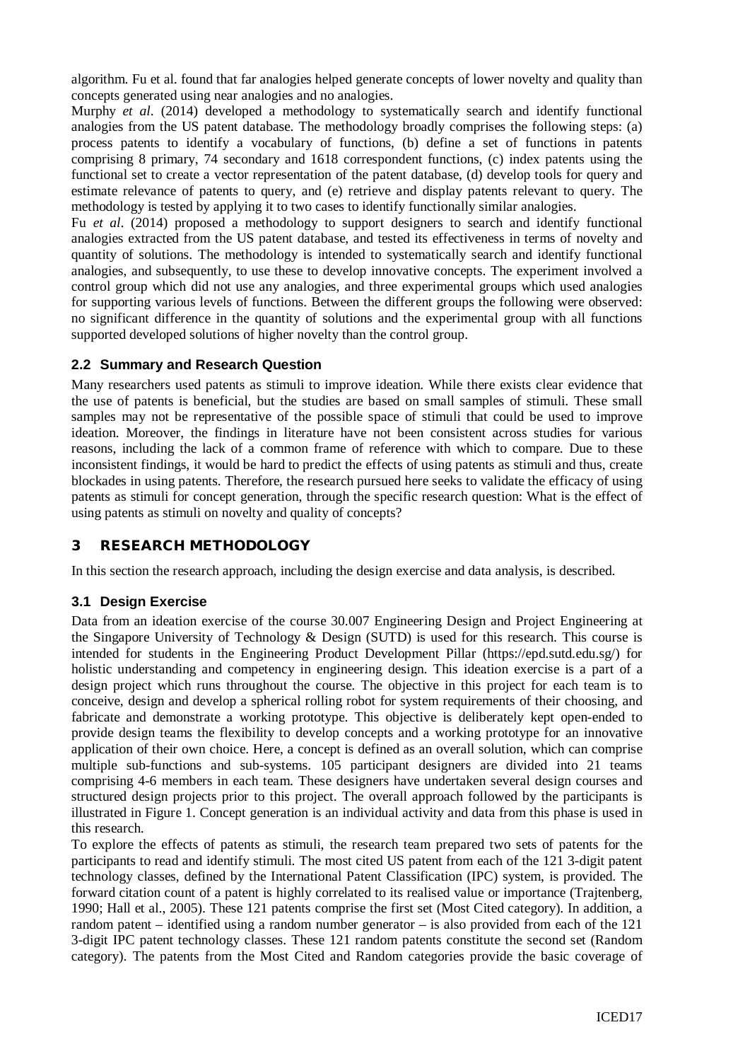algorithm. Fu et al. found that far analogies helped generate concepts of lower novelty and quality than concepts generated using near analogies and no analogies.

Murphy *et al*. (2014) developed a methodology to systematically search and identify functional analogies from the US patent database. The methodology broadly comprises the following steps: (a) process patents to identify a vocabulary of functions, (b) define a set of functions in patents comprising 8 primary, 74 secondary and 1618 correspondent functions, (c) index patents using the functional set to create a vector representation of the patent database, (d) develop tools for query and estimate relevance of patents to query, and (e) retrieve and display patents relevant to query. The methodology is tested by applying it to two cases to identify functionally similar analogies.

Fu *et al*. (2014) proposed a methodology to support designers to search and identify functional analogies extracted from the US patent database, and tested its effectiveness in terms of novelty and quantity of solutions. The methodology is intended to systematically search and identify functional analogies, and subsequently, to use these to develop innovative concepts. The experiment involved a control group which did not use any analogies, and three experimental groups which used analogies for supporting various levels of functions. Between the different groups the following were observed: no significant difference in the quantity of solutions and the experimental group with all functions supported developed solutions of higher novelty than the control group.

### 2.2 Summary and Research Question

Many researchers used patents as stimuli to improve ideation. While there exists clear evidence that the use of patents is beneficial, but the studies are based on small samples of stimuli. These small samples may not be representative of the possible space of stimuli that could be used to improve ideation. Moreover, the findings in literature have not been consistent across studies for various reasons, including the lack of a common frame of reference with which to compare. Due to these inconsistent findings, it would be hard to predict the effects of using patents as stimuli and thus, create blockades in using patents. Therefore, the research pursued here seeks to validate the efficacy of using patents as stimuli for concept generation, through the specific research question: What is the effect of using patents as stimuli on novelty and quality of concepts?

## 3 RESEARCH METHODOLOGY

In this section the research approach, including the design exercise and data analysis, is described.

### 3.1 Design Exercise

Data from an ideation exercise of the course 30.007 Engineering Design and Project Engineering at the Singapore University of Technology & Design (SUTD) is used for this research. This course is intended for students in the Engineering Product Development Pillar (https://epd.sutd.edu.sg/) for holistic understanding and competency in engineering design. This ideation exercise is a part of a design project which runs throughout the course. The objective in this project for each team is to conceive, design and develop a spherical rolling robot for system requirements of their choosing, and fabricate and demonstrate a working prototype. This objective is deliberately kept open-ended to provide design teams the flexibility to develop concepts and a working prototype for an innovative application of their own choice. Here, a concept is defined as an overall solution, which can comprise multiple sub-functions and sub-systems. 105 participant designers are divided into 21 teams comprising 4-6 members in each team. These designers have undertaken several design courses and structured design projects prior to this project. The overall approach followed by the participants is illustrated in Figure 1. Concept generation is an individual activity and data from this phase is used in this research.

To explore the effects of patents as stimuli, the research team prepared two sets of patents for the participants to read and identify stimuli. The most cited US patent from each of the 121 3-digit patent technology classes, defined by the International Patent Classification (IPC) system, is provided. The forward citation count of a patent is highly correlated to its realised value or importance (Trajtenberg, 1990; Hall et al., 2005). These 121 patents comprise the first set (Most Cited category). In addition, a random patent – identified using a random number generator – is also provided from each of the 121 3-digit IPC patent technology classes. These 121 random patents constitute the second set (Random category). The patents from the Most Cited and Random categories provide the basic coverage of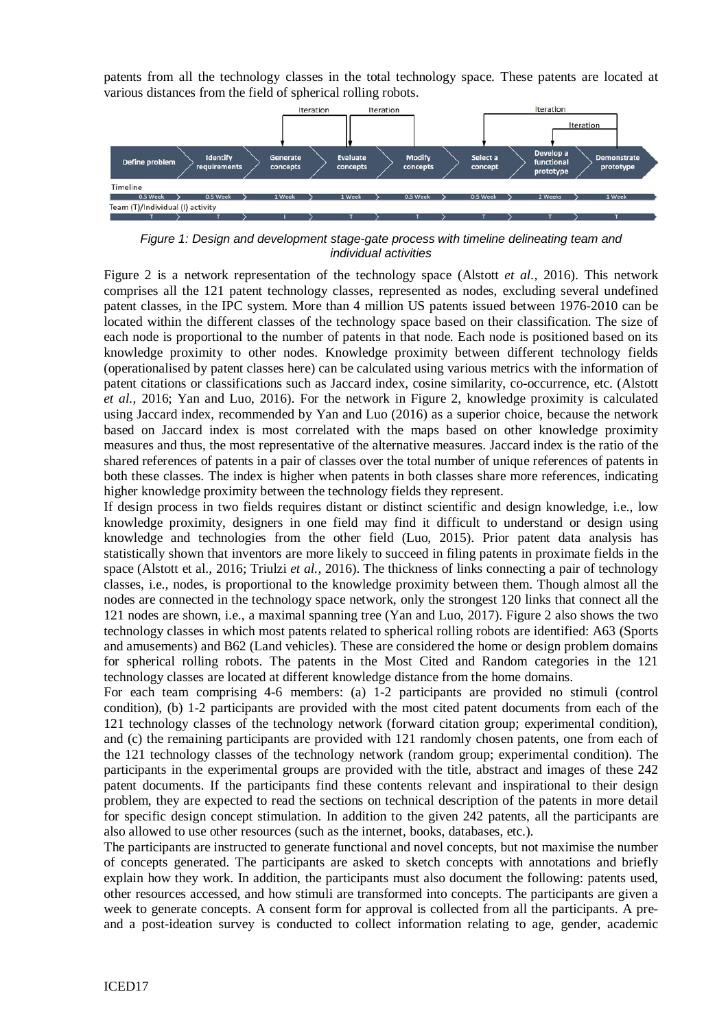patents from all the technology classes in the total technology space. These patents are located at various distances from the field of spherical rolling robots.

*Figure 1: Design and development stage-gate process with timeline delineating team and individual activities*

Figure 2 is a network representation of the technology space (Alstott *et al.*, 2016). This network comprises all the 121 patent technology classes, represented as nodes, excluding several undefined patent classes, in the IPC system. More than 4 million US patents issued between 1976-2010 can be located within the different classes of the technology space based on their classification. The size of each node is proportional to the number of patents in that node. Each node is positioned based on its knowledge proximity to other nodes. Knowledge proximity between different technology fields (operationalised by patent classes here) can be calculated using various metrics with the information of patent citations or classifications such as Jaccard index, cosine similarity, co-occurrence, etc. (Alstott *et al.*, 2016; Yan and Luo, 2016). For the network in Figure 2, knowledge proximity is calculated using Jaccard index, recommended by Yan and Luo (2016) as a superior choice, because the network based on Jaccard index is most correlated with the maps based on other knowledge proximity measures and thus, the most representative of the alternative measures. Jaccard index is the ratio of the shared references of patents in a pair of classes over the total number of unique references of patents in both these classes. The index is higher when patents in both classes share more references, indicating higher knowledge proximity between the technology fields they represent.

If design process in two fields requires distant or distinct scientific and design knowledge, i.e., low knowledge proximity, designers in one field may find it difficult to understand or design using knowledge and technologies from the other field (Luo, 2015). Prior patent data analysis has statistically shown that inventors are more likely to succeed in filing patents in proximate fields in the space (Alstott et al., 2016; Triulzi *et al.*, 2016). The thickness of links connecting a pair of technology classes, i.e., nodes, is proportional to the knowledge proximity between them. Though almost all the nodes are connected in the technology space network, only the strongest 120 links that connect all the 121 nodes are shown, i.e., a maximal spanning tree (Yan and Luo, 2017). Figure 2 also shows the two technology classes in which most patents related to spherical rolling robots are identified: A63 (Sports and amusements) and B62 (Land vehicles). These are considered the home or design problem domains for spherical rolling robots. The patents in the Most Cited and Random categories in the 121 technology classes are located at different knowledge distance from the home domains.

For each team comprising 4-6 members: (a) 1-2 participants are provided no stimuli (control condition), (b) 1-2 participants are provided with the most cited patent documents from each of the 121 technology classes of the technology network (forward citation group; experimental condition), and (c) the remaining participants are provided with 121 randomly chosen patents, one from each of the 121 technology classes of the technology network (random group; experimental condition). The participants in the experimental groups are provided with the title, abstract and images of these 242 patent documents. If the participants find these contents relevant and inspirational to their design problem, they are expected to read the sections on technical description of the patents in more detail for specific design concept stimulation. In addition to the given 242 patents, all the participants are also allowed to use other resources (such as the internet, books, databases, etc.).

The participants are instructed to generate functional and novel concepts, but not maximise the number of concepts generated. The participants are asked to sketch concepts with annotations and briefly explain how they work. In addition, the participants must also document the following: patents used, other resources accessed, and how stimuli are transformed into concepts. The participants are given a week to generate concepts. A consent form for approval is collected from all the participants. A pre- and a post-ideation survey is conducted to collect information relating to age, gender, academic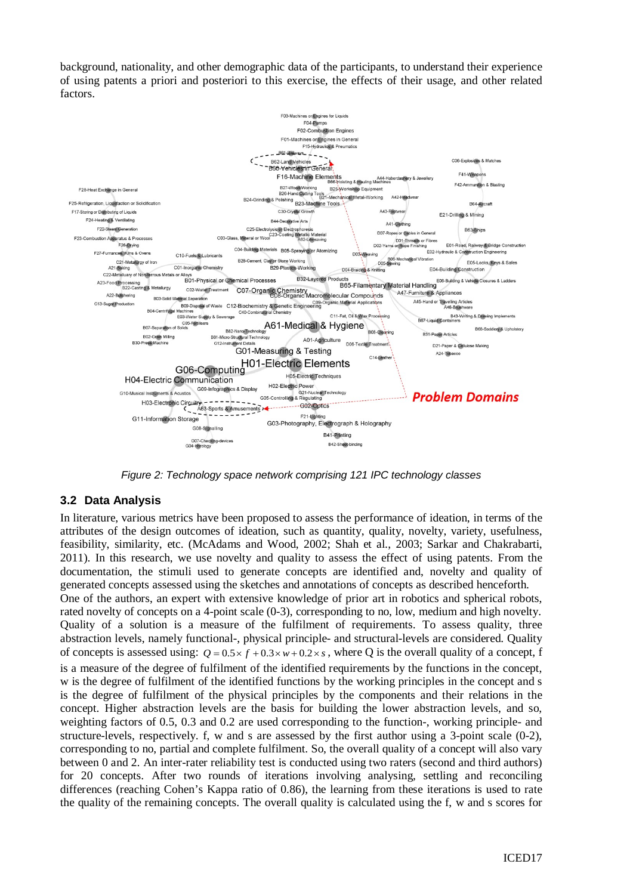background, nationality, and other demographic data of the participants, to understand their experience of using patents a priori and posteriori to this exercise, the effects of their usage, and other related factors.

*Figure 2: Technology space network comprising 121 IPC technology classes*

### 3.2 Data Analysis

In literature, various metrics have been proposed to assess the performance of ideation, in terms of the attributes of the design outcomes of ideation, such as quantity, quality, novelty, variety, usefulness, feasibility, similarity, etc. (McAdams and Wood, 2002; Shah et al., 2003; Sarkar and Chakrabarti, 2011). In this research, we use novelty and quality to assess the effect of using patents. From the documentation, the stimuli used to generate concepts are identified and, novelty and quality of generated concepts assessed using the sketches and annotations of concepts as described henceforth.

One of the authors, an expert with extensive knowledge of prior art in robotics and spherical robots, rated novelty of concepts on a 4-point scale (0-3), corresponding to no, low, medium and high novelty. Quality of a solution is a measure of the fulfilment of requirements. To assess quality, three abstraction levels, namely functional-, physical principle- and structural-levels are considered. Quality of concepts is assessed using: $Q = 0.5 \times f + 0.3 \times w + 0.2 \times s$, where Q is the overall quality of a concept, f is a measure of the degree of fulfilment of the identified requirements by the functions in the concept, w is the degree of fulfilment of the identified functions by the working principles in the concept and s is the degree of fulfilment of the physical principles by the components and their relations in the concept. Higher abstraction levels are the basis for building the lower abstraction levels, and so, weighting factors of 0.5, 0.3 and 0.2 are used corresponding to the function-, working principle- and structure-levels, respectively. f, w and s are assessed by the first author using a 3-point scale (0-2), corresponding to no, partial and complete fulfilment. So, the overall quality of a concept will also vary between 0 and 2. An inter-rater reliability test is conducted using two raters (second and third authors) for 20 concepts. After two rounds of iterations involving analysing, settling and reconciling differences (reaching Cohen's Kappa ratio of 0.86), the learning from these iterations is used to rate the quality of the remaining concepts. The overall quality is calculated using the f, w and s scores for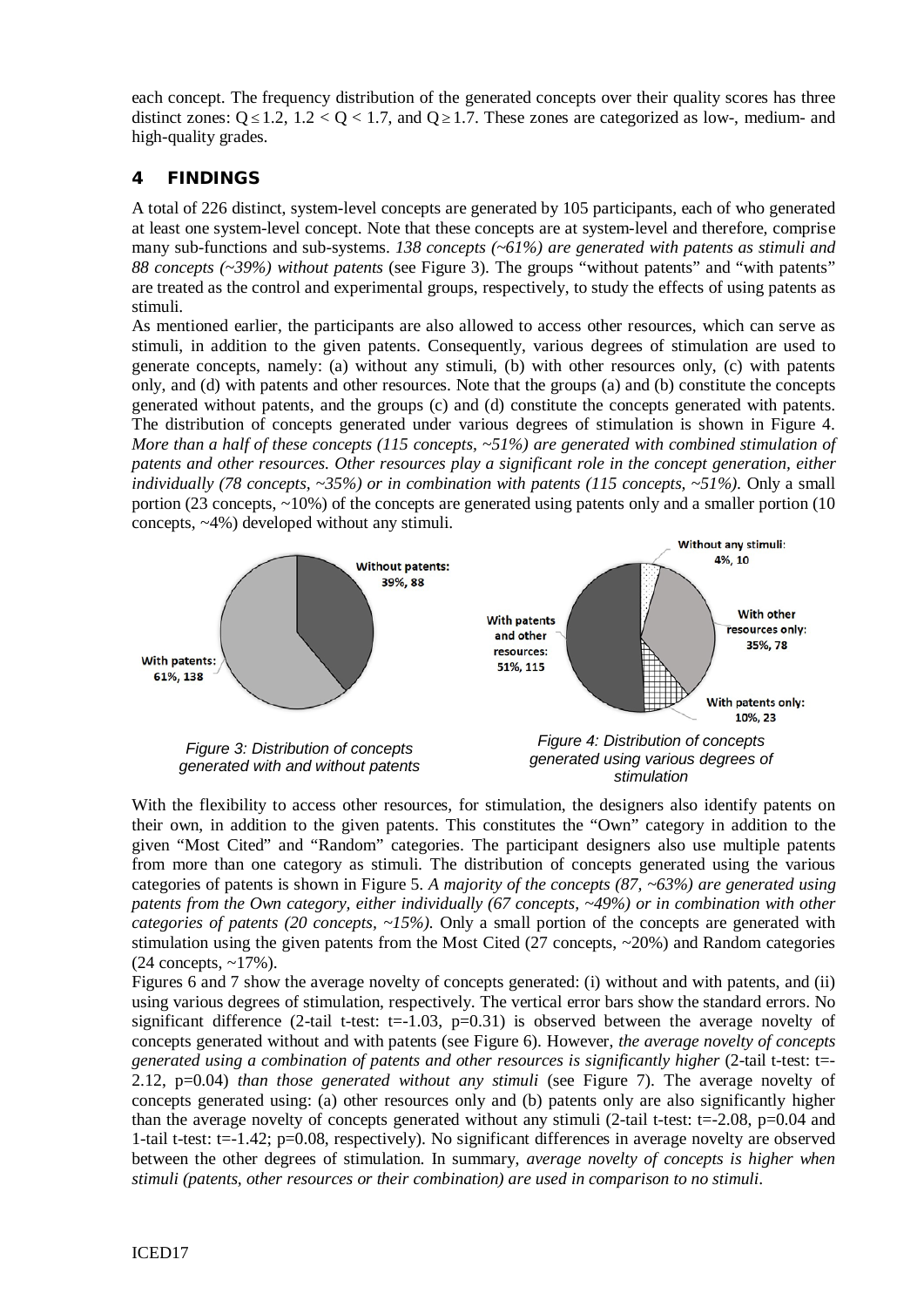each concept. The frequency distribution of the generated concepts over their quality scores has three distinct zones: $Q \leq 1.2$, $1.2 < Q < 1.7$, and $Q \geq 1.7$. These zones are categorized as low-, medium- and high-quality grades.

## 4 FINDINGS

A total of 226 distinct, system-level concepts are generated by 105 participants, each of who generated at least one system-level concept. Note that these concepts are at system-level and therefore, comprise many sub-functions and sub-systems. *138 concepts (~61%) are generated with patents as stimuli and 88 concepts (~39%) without patents* (see Figure 3). The groups "without patents" and "with patents" are treated as the control and experimental groups, respectively, to study the effects of using patents as stimuli.

As mentioned earlier, the participants are also allowed to access other resources, which can serve as stimuli, in addition to the given patents. Consequently, various degrees of stimulation are used to generate concepts, namely: (a) without any stimuli, (b) with other resources only, (c) with patents only, and (d) with patents and other resources. Note that the groups (a) and (b) constitute the concepts generated without patents, and the groups (c) and (d) constitute the concepts generated with patents. The distribution of concepts generated under various degrees of stimulation is shown in Figure 4. *More than a half of these concepts (115 concepts, ~51%) are generated with combined stimulation of patents and other resources. Other resources play a significant role in the concept generation, either individually (78 concepts, ~35%) or in combination with patents (115 concepts, ~51%).* Only a small portion (23 concepts, ~10%) of the concepts are generated using patents only and a smaller portion (10 concepts, ~4%) developed without any stimuli.

Without patents: 39%, 88
With patents: 61%, 138

*Figure 3: Distribution of concepts generated with and without patents*

Without any stimuli: 4%, 10
With other resources only: 35%, 78
With patents only: 10%, 23
With patents and other resources: 51%, 115

*Figure 4: Distribution of concepts generated using various degrees of stimulation*

With the flexibility to access other resources, for stimulation, the designers also identify patents on their own, in addition to the given patents. This constitutes the "Own" category in addition to the given "Most Cited" and "Random" categories. The participant designers also use multiple patents from more than one category as stimuli. The distribution of concepts generated using the various categories of patents is shown in Figure 5. *A majority of the concepts (87, ~63%) are generated using patents from the Own category, either individually (67 concepts, ~49%) or in combination with other categories of patents (20 concepts, ~15%).* Only a small portion of the concepts are generated with stimulation using the given patents from the Most Cited (27 concepts, ~20%) and Random categories (24 concepts, ~17%).

Figures 6 and 7 show the average novelty of concepts generated: (i) without and with patents, and (ii) using various degrees of stimulation, respectively. The vertical error bars show the standard errors. No significant difference (2-tail t-test: $t=-1.03$, $p=0.31$) is observed between the average novelty of concepts generated without and with patents (see Figure 6). However, *the average novelty of concepts generated using a combination of patents and other resources is significantly higher* (2-tail t-test: $t=-2.12$, $p=0.04$) *than those generated without any stimuli* (see Figure 7). The average novelty of concepts generated using: (a) other resources only and (b) patents only are also significantly higher than the average novelty of concepts generated without any stimuli (2-tail t-test: $t=-2.08$, $p=0.04$ and 1-tail t-test: $t=-1.42$; $p=0.08$, respectively). No significant differences in average novelty are observed between the other degrees of stimulation. In summary, *average novelty of concepts is higher when stimuli (patents, other resources or their combination) are used in comparison to no stimuli.*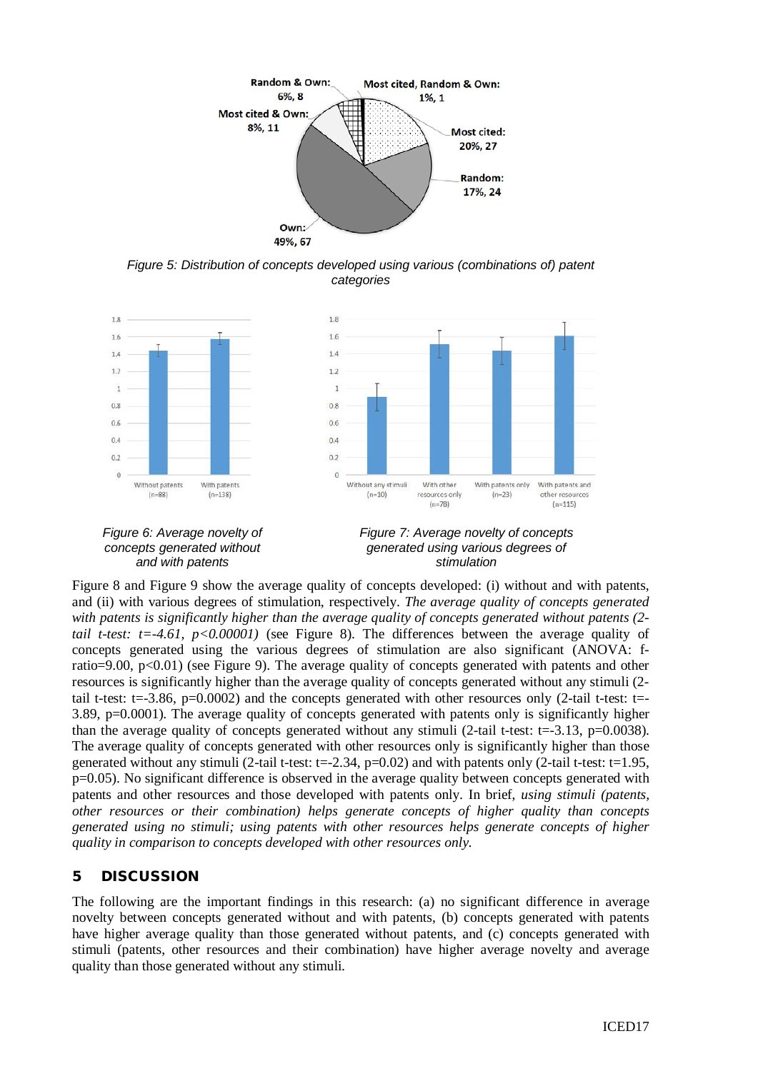Figure 5: Distribution of concepts developed using various (combinations of) patent categories

Figure 6: Average novelty of concepts generated without and with patents

Figure 7: Average novelty of concepts generated using various degrees of stimulation

Figure 8 and Figure 9 show the average quality of concepts developed: (i) without and with patents, and (ii) with various degrees of stimulation, respectively. *The average quality of concepts generated with patents is significantly higher than the average quality of concepts generated without patents (2-tail t-test: t=-4.61, p<0.00001)* (see Figure 8). The differences between the average quality of concepts generated using the various degrees of stimulation are also significant (ANOVA: f-ratio=9.00, p<0.01) (see Figure 9). The average quality of concepts generated with patents and other resources is significantly higher than the average quality of concepts generated without any stimuli (2-tail t-test: t=-3.86, p=0.0002) and the concepts generated with other resources only (2-tail t-test: t=-3.89, p=0.0001). The average quality of concepts generated with patents only is significantly higher than the average quality of concepts generated without any stimuli (2-tail t-test: t=-3.13, p=0.0038). The average quality of concepts generated with other resources only is significantly higher than those generated without any stimuli (2-tail t-test: t=-2.34, p=0.02) and with patents only (2-tail t-test: t=1.95, p=0.05). No significant difference is observed in the average quality between concepts generated with patents and other resources and those developed with patents only. In brief, *using stimuli (patents, other resources or their combination) helps generate concepts of higher quality than concepts generated using no stimuli; using patents with other resources helps generate concepts of higher quality in comparison to concepts developed with other resources only.*

## 5 DISCUSSION

The following are the important findings in this research: (a) no significant difference in average novelty between concepts generated without and with patents, (b) concepts generated with patents have higher average quality than those generated without patents, and (c) concepts generated with stimuli (patents, other resources and their combination) have higher average novelty and average quality than those generated without any stimuli.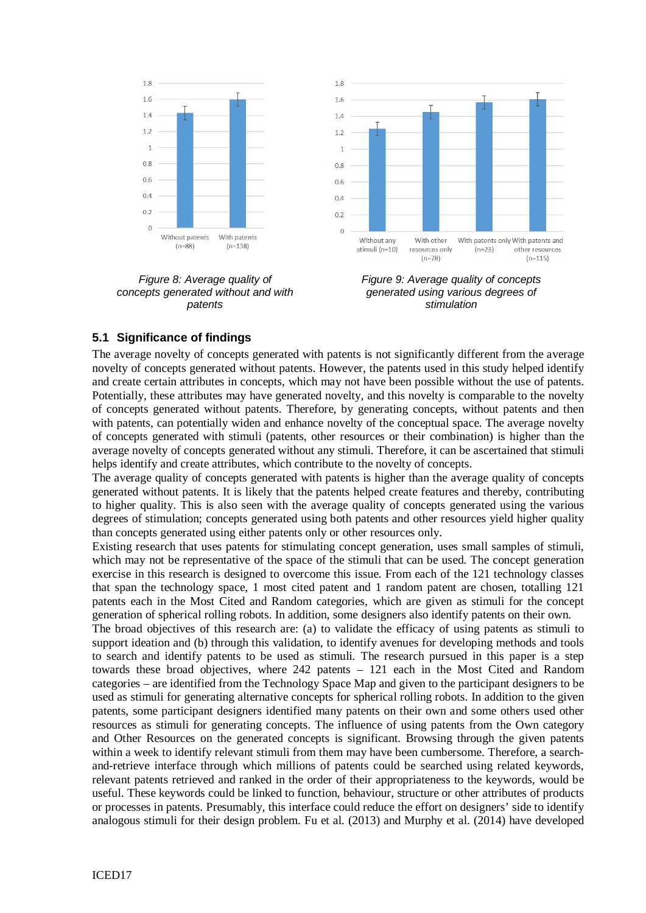*Figure 8: Average quality of concepts generated without and with patents*

*Figure 9: Average quality of concepts generated using various degrees of stimulation*

### 5.1 Significance of findings

The average novelty of concepts generated with patents is not significantly different from the average novelty of concepts generated without patents. However, the patents used in this study helped identify and create certain attributes in concepts, which may not have been possible without the use of patents. Potentially, these attributes may have generated novelty, and this novelty is comparable to the novelty of concepts generated without patents. Therefore, by generating concepts, without patents and then with patents, can potentially widen and enhance novelty of the conceptual space. The average novelty of concepts generated with stimuli (patents, other resources or their combination) is higher than the average novelty of concepts generated without any stimuli. Therefore, it can be ascertained that stimuli helps identify and create attributes, which contribute to the novelty of concepts.

The average quality of concepts generated with patents is higher than the average quality of concepts generated without patents. It is likely that the patents helped create features and thereby, contributing to higher quality. This is also seen with the average quality of concepts generated using the various degrees of stimulation; concepts generated using both patents and other resources yield higher quality than concepts generated using either patents only or other resources only.

Existing research that uses patents for stimulating concept generation, uses small samples of stimuli, which may not be representative of the space of the stimuli that can be used. The concept generation exercise in this research is designed to overcome this issue. From each of the 121 technology classes that span the technology space, 1 most cited patent and 1 random patent are chosen, totalling 121 patents each in the Most Cited and Random categories, which are given as stimuli for the concept generation of spherical rolling robots. In addition, some designers also identify patents on their own.

The broad objectives of this research are: (a) to validate the efficacy of using patents as stimuli to support ideation and (b) through this validation, to identify avenues for developing methods and tools to search and identify patents to be used as stimuli. The research pursued in this paper is a step towards these broad objectives, where 242 patents – 121 each in the Most Cited and Random categories – are identified from the Technology Space Map and given to the participant designers to be used as stimuli for generating alternative concepts for spherical rolling robots. In addition to the given patents, some participant designers identified many patents on their own and some others used other resources as stimuli for generating concepts. The influence of using patents from the Own category and Other Resources on the generated concepts is significant. Browsing through the given patents within a week to identify relevant stimuli from them may have been cumbersome. Therefore, a search-and-retrieve interface through which millions of patents could be searched using related keywords, relevant patents retrieved and ranked in the order of their appropriateness to the keywords, would be useful. These keywords could be linked to function, behaviour, structure or other attributes of products or processes in patents. Presumably, this interface could reduce the effort on designers' side to identify analogous stimuli for their design problem. Fu et al. (2013) and Murphy et al. (2014) have developed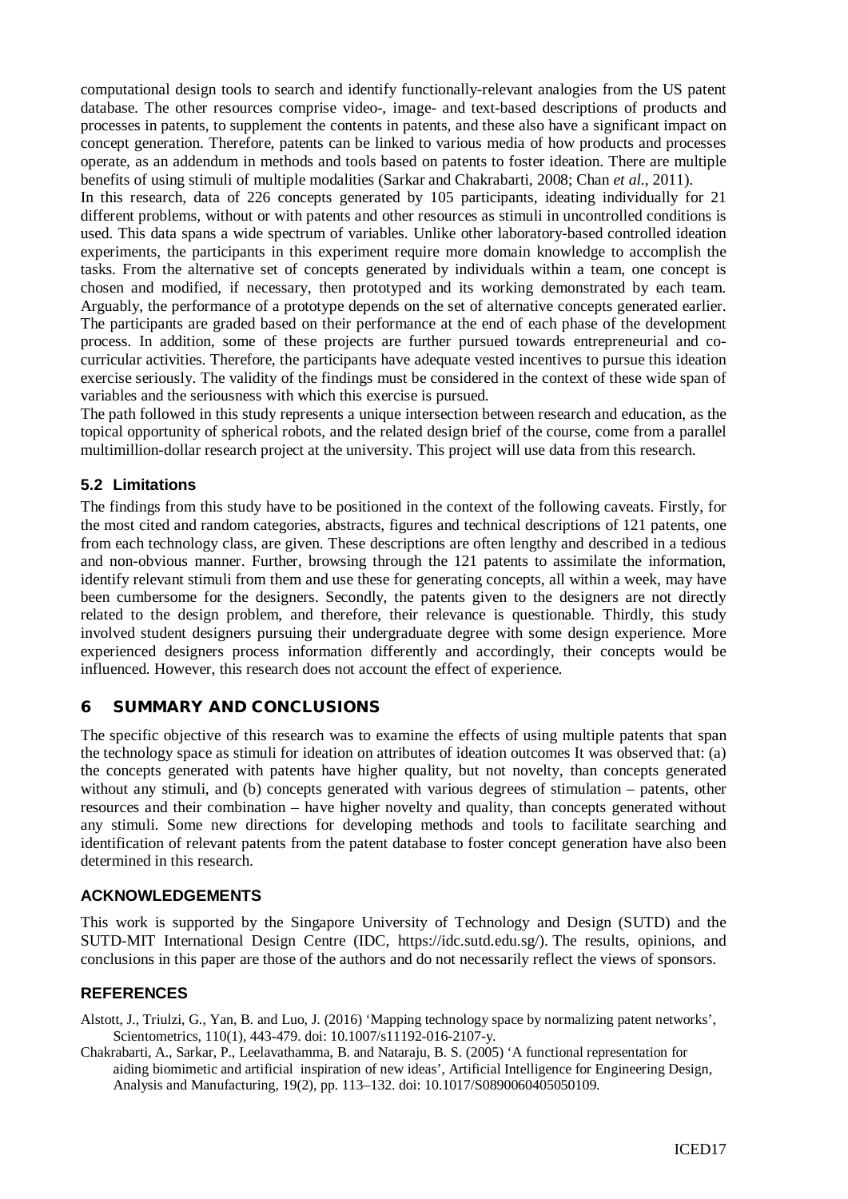computational design tools to search and identify functionally-relevant analogies from the US patent database. The other resources comprise video-, image- and text-based descriptions of products and processes in patents, to supplement the contents in patents, and these also have a significant impact on concept generation. Therefore, patents can be linked to various media of how products and processes operate, as an addendum in methods and tools based on patents to foster ideation. There are multiple benefits of using stimuli of multiple modalities (Sarkar and Chakrabarti, 2008; Chan *et al.*, 2011).

In this research, data of 226 concepts generated by 105 participants, ideating individually for 21 different problems, without or with patents and other resources as stimuli in uncontrolled conditions is used. This data spans a wide spectrum of variables. Unlike other laboratory-based controlled ideation experiments, the participants in this experiment require more domain knowledge to accomplish the tasks. From the alternative set of concepts generated by individuals within a team, one concept is chosen and modified, if necessary, then prototyped and its working demonstrated by each team. Arguably, the performance of a prototype depends on the set of alternative concepts generated earlier. The participants are graded based on their performance at the end of each phase of the development process. In addition, some of these projects are further pursued towards entrepreneurial and co-curricular activities. Therefore, the participants have adequate vested incentives to pursue this ideation exercise seriously. The validity of the findings must be considered in the context of these wide span of variables and the seriousness with which this exercise is pursued.

The path followed in this study represents a unique intersection between research and education, as the topical opportunity of spherical robots, and the related design brief of the course, come from a parallel multimillion-dollar research project at the university. This project will use data from this research.

### 5.2 Limitations

The findings from this study have to be positioned in the context of the following caveats. Firstly, for the most cited and random categories, abstracts, figures and technical descriptions of 121 patents, one from each technology class, are given. These descriptions are often lengthy and described in a tedious and non-obvious manner. Further, browsing through the 121 patents to assimilate the information, identify relevant stimuli from them and use these for generating concepts, all within a week, may have been cumbersome for the designers. Secondly, the patents given to the designers are not directly related to the design problem, and therefore, their relevance is questionable. Thirdly, this study involved student designers pursuing their undergraduate degree with some design experience. More experienced designers process information differently and accordingly, their concepts would be influenced. However, this research does not account the effect of experience.

## 6 SUMMARY AND CONCLUSIONS

The specific objective of this research was to examine the effects of using multiple patents that span the technology space as stimuli for ideation on attributes of ideation outcomes It was observed that: (a) the concepts generated with patents have higher quality, but not novelty, than concepts generated without any stimuli, and (b) concepts generated with various degrees of stimulation – patents, other resources and their combination – have higher novelty and quality, than concepts generated without any stimuli. Some new directions for developing methods and tools to facilitate searching and identification of relevant patents from the patent database to foster concept generation have also been determined in this research.

## ACKNOWLEDGEMENTS

This work is supported by the Singapore University of Technology and Design (SUTD) and the SUTD-MIT International Design Centre (IDC, https://idc.sutd.edu.sg/). The results, opinions, and conclusions in this paper are those of the authors and do not necessarily reflect the views of sponsors.

## REFERENCES

Alstott, J., Triulzi, G., Yan, B. and Luo, J. (2016) 'Mapping technology space by normalizing patent networks', Scientometrics, 110(1), 443-479. doi: 10.1007/s11192-016-2107-y.

Chakrabarti, A., Sarkar, P., Leelavathamma, B. and Nataraju, B. S. (2005) 'A functional representation for aiding biomimetic and artificial inspiration of new ideas', Artificial Intelligence for Engineering Design, Analysis and Manufacturing, 19(2), pp. 113–132. doi: 10.1017/S0890060405050109.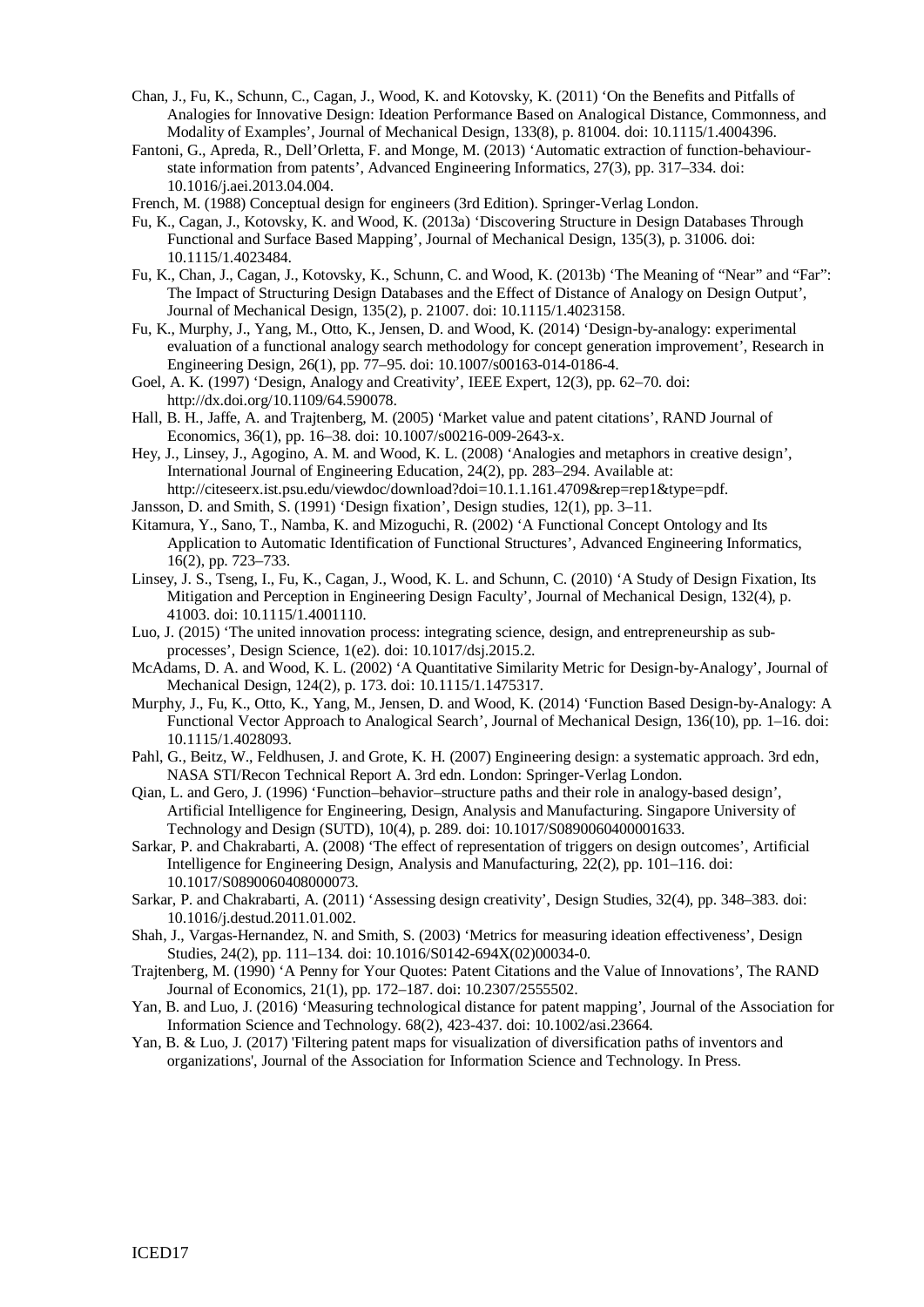Chan, J., Fu, K., Schunn, C., Cagan, J., Wood, K. and Kotovsky, K. (2011) 'On the Benefits and Pitfalls of Analogies for Innovative Design: Ideation Performance Based on Analogical Distance, Commonness, and Modality of Examples', Journal of Mechanical Design, 133(8), p. 81004. doi: 10.1115/1.4004396.

Fantoni, G., Apreda, R., Dell'Orletta, F. and Monge, M. (2013) 'Automatic extraction of function-behaviour-state information from patents', Advanced Engineering Informatics, 27(3), pp. 317–334. doi: 10.1016/j.aei.2013.04.004.

French, M. (1988) Conceptual design for engineers (3rd Edition). Springer-Verlag London.

Fu, K., Cagan, J., Kotovsky, K. and Wood, K. (2013a) 'Discovering Structure in Design Databases Through Functional and Surface Based Mapping', Journal of Mechanical Design, 135(3), p. 31006. doi: 10.1115/1.4023484.

Fu, K., Chan, J., Cagan, J., Kotovsky, K., Schunn, C. and Wood, K. (2013b) 'The Meaning of "Near" and "Far": The Impact of Structuring Design Databases and the Effect of Distance of Analogy on Design Output', Journal of Mechanical Design, 135(2), p. 21007. doi: 10.1115/1.4023158.

Fu, K., Murphy, J., Yang, M., Otto, K., Jensen, D. and Wood, K. (2014) 'Design-by-analogy: experimental evaluation of a functional analogy search methodology for concept generation improvement', Research in Engineering Design, 26(1), pp. 77–95. doi: 10.1007/s00163-014-0186-4.

Goel, A. K. (1997) 'Design, Analogy and Creativity', IEEE Expert, 12(3), pp. 62–70. doi: http://dx.doi.org/10.1109/64.590078.

Hall, B. H., Jaffe, A. and Trajtenberg, M. (2005) 'Market value and patent citations', RAND Journal of Economics, 36(1), pp. 16–38. doi: 10.1007/s00216-009-2643-x.

Hey, J., Linsey, J., Agogino, A. M. and Wood, K. L. (2008) 'Analogies and metaphors in creative design', International Journal of Engineering Education, 24(2), pp. 283–294. Available at: http://citeseerx.ist.psu.edu/viewdoc/download?doi=10.1.1.161.4709&rep=rep1&type=pdf.

Jansson, D. and Smith, S. (1991) 'Design fixation', Design studies, 12(1), pp. 3–11.

Kitamura, Y., Sano, T., Namba, K. and Mizoguchi, R. (2002) 'A Functional Concept Ontology and Its Application to Automatic Identification of Functional Structures', Advanced Engineering Informatics, 16(2), pp. 723–733.

Linsey, J. S., Tseng, I., Fu, K., Cagan, J., Wood, K. L. and Schunn, C. (2010) 'A Study of Design Fixation, Its Mitigation and Perception in Engineering Design Faculty', Journal of Mechanical Design, 132(4), p. 41003. doi: 10.1115/1.4001110.

Luo, J. (2015) 'The united innovation process: integrating science, design, and entrepreneurship as sub-processes', Design Science, 1(e2). doi: 10.1017/dsj.2015.2.

McAdams, D. A. and Wood, K. L. (2002) 'A Quantitative Similarity Metric for Design-by-Analogy', Journal of Mechanical Design, 124(2), p. 173. doi: 10.1115/1.1475317.

Murphy, J., Fu, K., Otto, K., Yang, M., Jensen, D. and Wood, K. (2014) 'Function Based Design-by-Analogy: A Functional Vector Approach to Analogical Search', Journal of Mechanical Design, 136(10), pp. 1–16. doi: 10.1115/1.4028093.

Pahl, G., Beitz, W., Feldhusen, J. and Grote, K. H. (2007) Engineering design: a systematic approach. 3rd edn, NASA STI/Recon Technical Report A. 3rd edn. London: Springer-Verlag London.

Qian, L. and Gero, J. (1996) 'Function–behavior–structure paths and their role in analogy-based design', Artificial Intelligence for Engineering, Design, Analysis and Manufacturing. Singapore University of Technology and Design (SUTD), 10(4), p. 289. doi: 10.1017/S0890060400001633.

Sarkar, P. and Chakrabarti, A. (2008) 'The effect of representation of triggers on design outcomes', Artificial Intelligence for Engineering Design, Analysis and Manufacturing, 22(2), pp. 101–116. doi: 10.1017/S0890060408000073.

Sarkar, P. and Chakrabarti, A. (2011) 'Assessing design creativity', Design Studies, 32(4), pp. 348–383. doi: 10.1016/j.destud.2011.01.002.

Shah, J., Vargas-Hernandez, N. and Smith, S. (2003) 'Metrics for measuring ideation effectiveness', Design Studies, 24(2), pp. 111–134. doi: 10.1016/S0142-694X(02)00034-0.

Trajtenberg, M. (1990) 'A Penny for Your Quotes: Patent Citations and the Value of Innovations', The RAND Journal of Economics, 21(1), pp. 172–187. doi: 10.2307/2555502.

Yan, B. and Luo, J. (2016) 'Measuring technological distance for patent mapping', Journal of the Association for Information Science and Technology. 68(2), 423-437. doi: 10.1002/asi.23664.

Yan, B. & Luo, J. (2017) 'Filtering patent maps for visualization of diversification paths of inventors and organizations', Journal of the Association for Information Science and Technology. In Press.